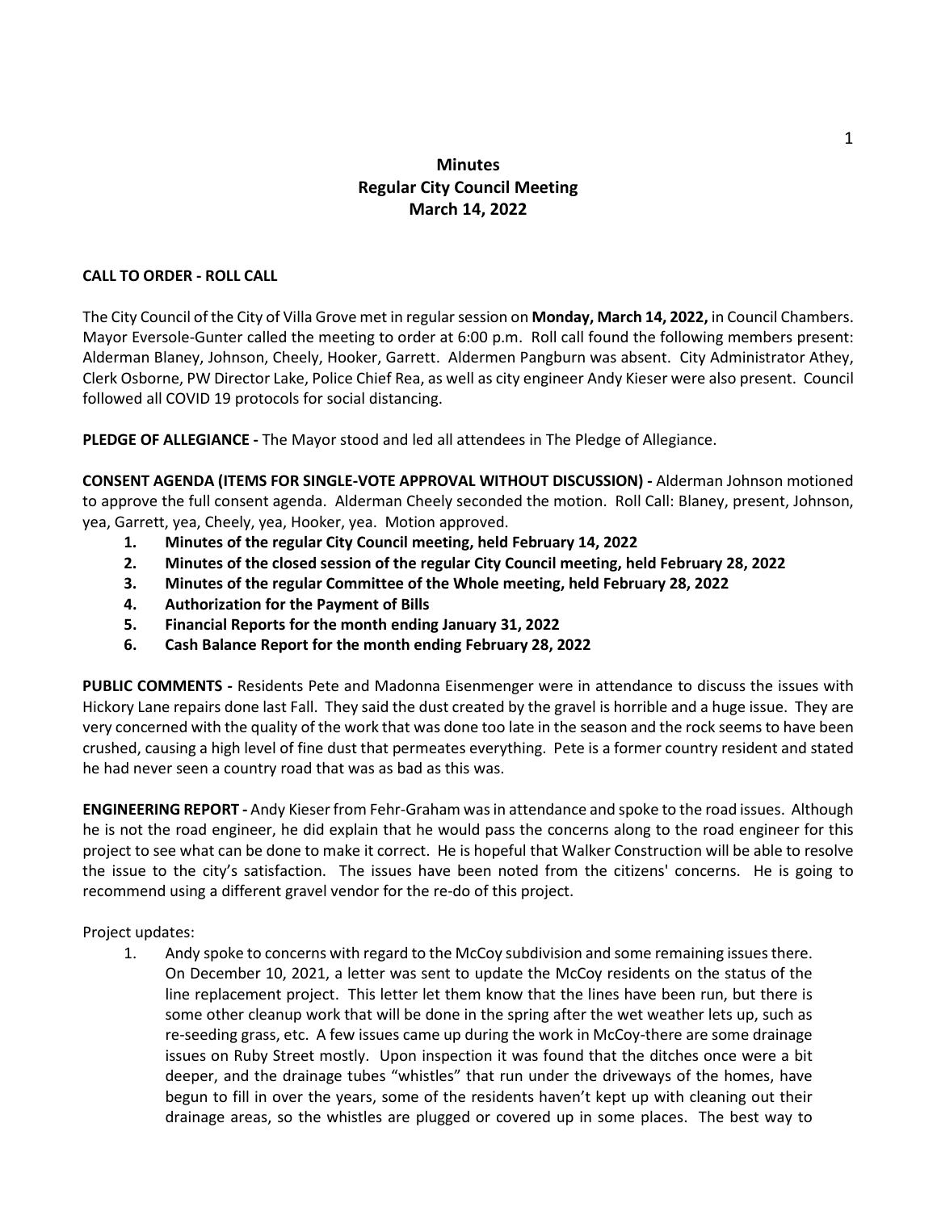# Minutes
## Regular City Council Meeting
## March 14, 2022

**CALL TO ORDER - ROLL CALL**

The City Council of the City of Villa Grove met in regular session on **Monday, March 14, 2022,** in Council Chambers. Mayor Eversole-Gunter called the meeting to order at 6:00 p.m. Roll call found the following members present: Alderman Blaney, Johnson, Cheely, Hooker, Garrett. Aldermen Pangburn was absent. City Administrator Athey, Clerk Osborne, PW Director Lake, Police Chief Rea, as well as city engineer Andy Kieser were also present. Council followed all COVID 19 protocols for social distancing.

**PLEDGE OF ALLEGIANCE -** The Mayor stood and led all attendees in The Pledge of Allegiance.

**CONSENT AGENDA (ITEMS FOR SINGLE-VOTE APPROVAL WITHOUT DISCUSSION) -** Alderman Johnson motioned to approve the full consent agenda. Alderman Cheely seconded the motion. Roll Call: Blaney, present, Johnson, yea, Garrett, yea, Cheely, yea, Hooker, yea. Motion approved.

1. **Minutes of the regular City Council meeting, held February 14, 2022**
2. **Minutes of the closed session of the regular City Council meeting, held February 28, 2022**
3. **Minutes of the regular Committee of the Whole meeting, held February 28, 2022**
4. **Authorization for the Payment of Bills**
5. **Financial Reports for the month ending January 31, 2022**
6. **Cash Balance Report for the month ending February 28, 2022**

**PUBLIC COMMENTS -** Residents Pete and Madonna Eisenmenger were in attendance to discuss the issues with Hickory Lane repairs done last Fall. They said the dust created by the gravel is horrible and a huge issue. They are very concerned with the quality of the work that was done too late in the season and the rock seems to have been crushed, causing a high level of fine dust that permeates everything. Pete is a former country resident and stated he had never seen a country road that was as bad as this was.

**ENGINEERING REPORT -** Andy Kieser from Fehr-Graham was in attendance and spoke to the road issues. Although he is not the road engineer, he did explain that he would pass the concerns along to the road engineer for this project to see what can be done to make it correct. He is hopeful that Walker Construction will be able to resolve the issue to the city's satisfaction. The issues have been noted from the citizens' concerns. He is going to recommend using a different gravel vendor for the re-do of this project.

Project updates:

1. Andy spoke to concerns with regard to the McCoy subdivision and some remaining issues there. On December 10, 2021, a letter was sent to update the McCoy residents on the status of the line replacement project. This letter let them know that the lines have been run, but there is some other cleanup work that will be done in the spring after the wet weather lets up, such as re-seeding grass, etc. A few issues came up during the work in McCoy-there are some drainage issues on Ruby Street mostly. Upon inspection it was found that the ditches once were a bit deeper, and the drainage tubes "whistles" that run under the driveways of the homes, have begun to fill in over the years, some of the residents haven't kept up with cleaning out their drainage areas, so the whistles are plugged or covered up in some places. The best way to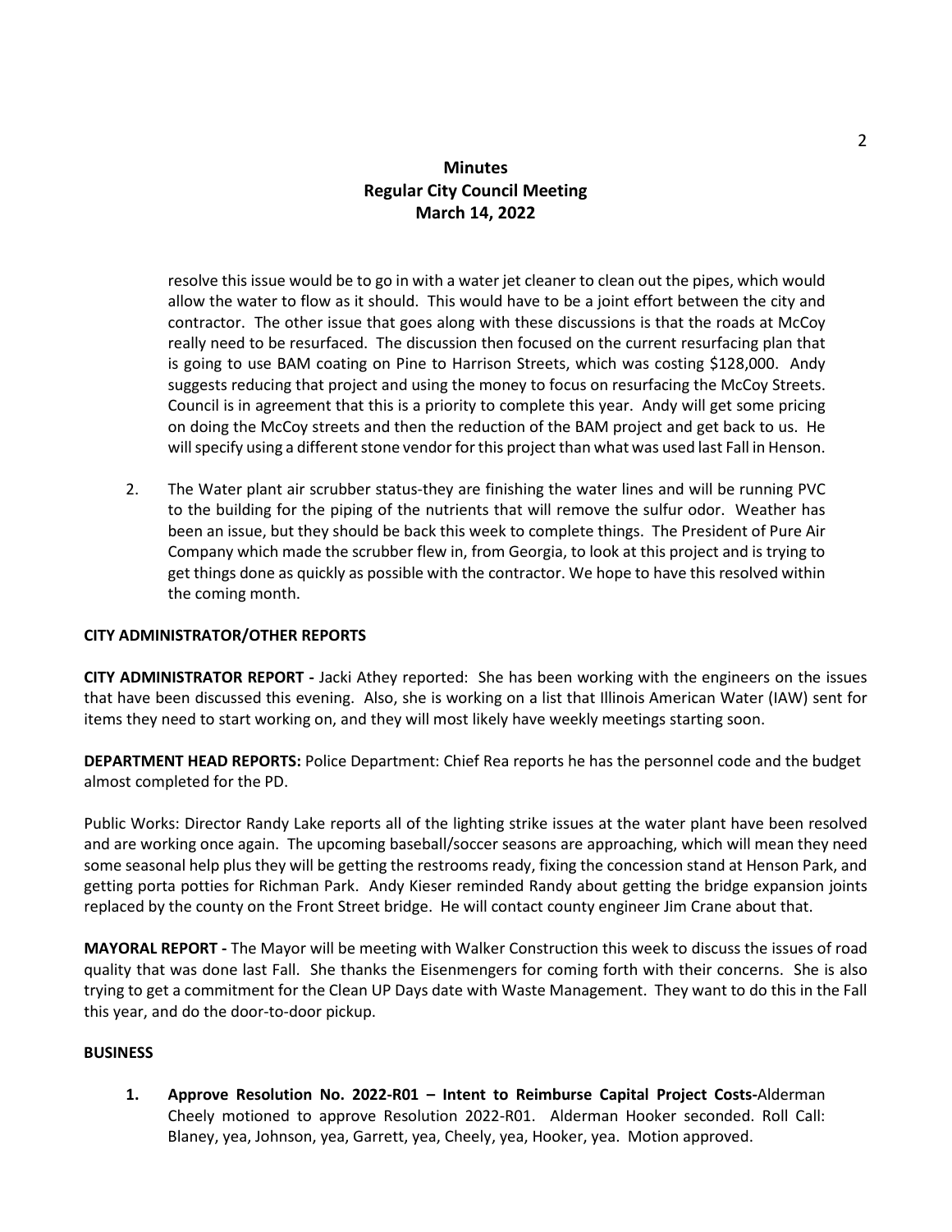**Minutes**
**Regular City Council Meeting**
**March 14, 2022**

resolve this issue would be to go in with a water jet cleaner to clean out the pipes, which would allow the water to flow as it should. This would have to be a joint effort between the city and contractor. The other issue that goes along with these discussions is that the roads at McCoy really need to be resurfaced. The discussion then focused on the current resurfacing plan that is going to use BAM coating on Pine to Harrison Streets, which was costing $128,000. Andy suggests reducing that project and using the money to focus on resurfacing the McCoy Streets. Council is in agreement that this is a priority to complete this year. Andy will get some pricing on doing the McCoy streets and then the reduction of the BAM project and get back to us. He will specify using a different stone vendor for this project than what was used last Fall in Henson.

2. The Water plant air scrubber status-they are finishing the water lines and will be running PVC to the building for the piping of the nutrients that will remove the sulfur odor. Weather has been an issue, but they should be back this week to complete things. The President of Pure Air Company which made the scrubber flew in, from Georgia, to look at this project and is trying to get things done as quickly as possible with the contractor. We hope to have this resolved within the coming month.

**CITY ADMINISTRATOR/OTHER REPORTS**

**CITY ADMINISTRATOR REPORT -** Jacki Athey reported: She has been working with the engineers on the issues that have been discussed this evening. Also, she is working on a list that Illinois American Water (IAW) sent for items they need to start working on, and they will most likely have weekly meetings starting soon.

**DEPARTMENT HEAD REPORTS:** Police Department: Chief Rea reports he has the personnel code and the budget almost completed for the PD.

Public Works: Director Randy Lake reports all of the lighting strike issues at the water plant have been resolved and are working once again. The upcoming baseball/soccer seasons are approaching, which will mean they need some seasonal help plus they will be getting the restrooms ready, fixing the concession stand at Henson Park, and getting porta potties for Richman Park. Andy Kieser reminded Randy about getting the bridge expansion joints replaced by the county on the Front Street bridge. He will contact county engineer Jim Crane about that.

**MAYORAL REPORT -** The Mayor will be meeting with Walker Construction this week to discuss the issues of road quality that was done last Fall. She thanks the Eisenmengers for coming forth with their concerns. She is also trying to get a commitment for the Clean UP Days date with Waste Management. They want to do this in the Fall this year, and do the door-to-door pickup.

**BUSINESS**

1. **Approve Resolution No. 2022-R01 – Intent to Reimburse Capital Project Costs-**Alderman Cheely motioned to approve Resolution 2022-R01. Alderman Hooker seconded. Roll Call: Blaney, yea, Johnson, yea, Garrett, yea, Cheely, yea, Hooker, yea. Motion approved.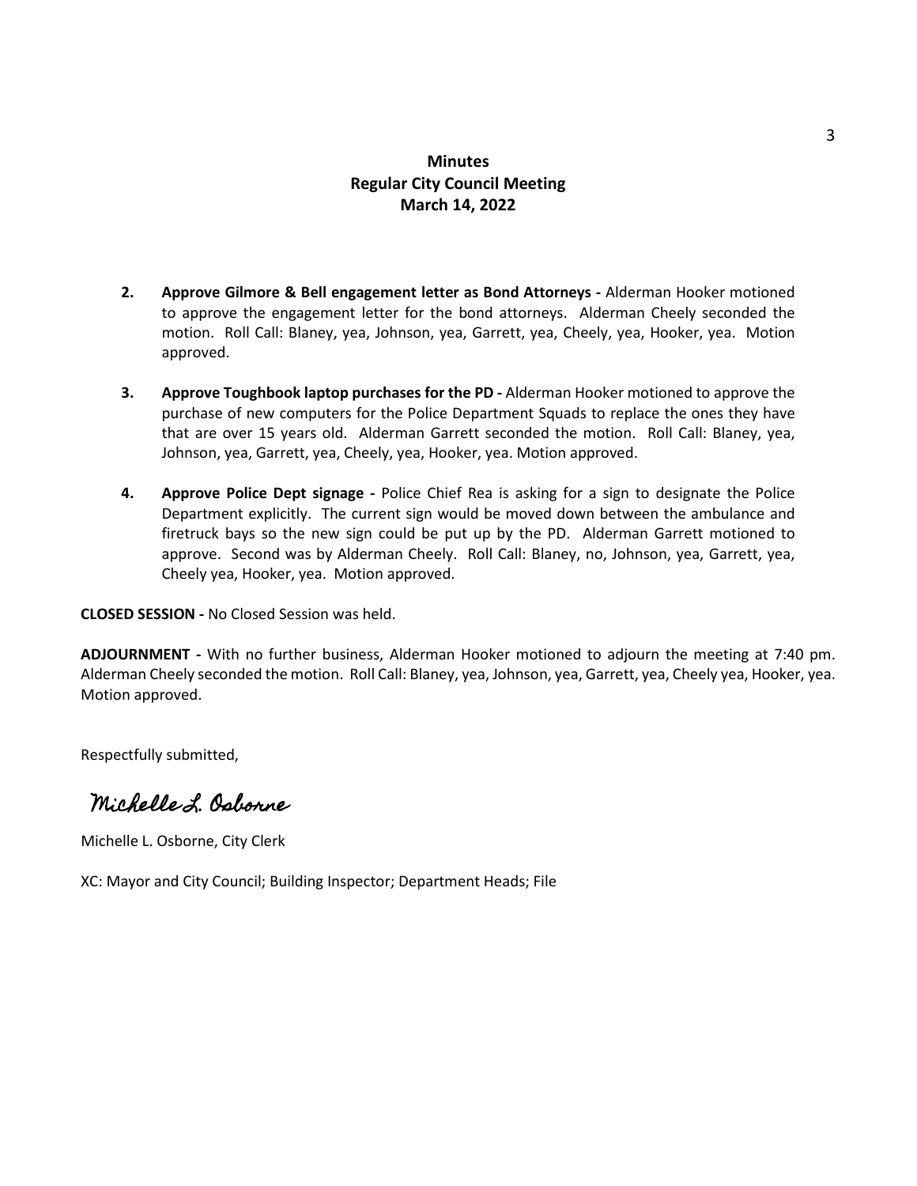**Minutes**
**Regular City Council Meeting**
**March 14, 2022**

2. **Approve Gilmore & Bell engagement letter as Bond Attorneys -** Alderman Hooker motioned to approve the engagement letter for the bond attorneys. Alderman Cheely seconded the motion. Roll Call: Blaney, yea, Johnson, yea, Garrett, yea, Cheely, yea, Hooker, yea. Motion approved.

3. **Approve Toughbook laptop purchases for the PD -** Alderman Hooker motioned to approve the purchase of new computers for the Police Department Squads to replace the ones they have that are over 15 years old. Alderman Garrett seconded the motion. Roll Call: Blaney, yea, Johnson, yea, Garrett, yea, Cheely, yea, Hooker, yea. Motion approved.

4. **Approve Police Dept signage -** Police Chief Rea is asking for a sign to designate the Police Department explicitly. The current sign would be moved down between the ambulance and firetruck bays so the new sign could be put up by the PD. Alderman Garrett motioned to approve. Second was by Alderman Cheely. Roll Call: Blaney, no, Johnson, yea, Garrett, yea, Cheely yea, Hooker, yea. Motion approved.

**CLOSED SESSION -** No Closed Session was held.

**ADJOURNMENT -** With no further business, Alderman Hooker motioned to adjourn the meeting at 7:40 pm. Alderman Cheely seconded the motion. Roll Call: Blaney, yea, Johnson, yea, Garrett, yea, Cheely yea, Hooker, yea. Motion approved.

Respectfully submitted,

*Michelle L. Osborne*

Michelle L. Osborne, City Clerk

XC: Mayor and City Council; Building Inspector; Department Heads; File